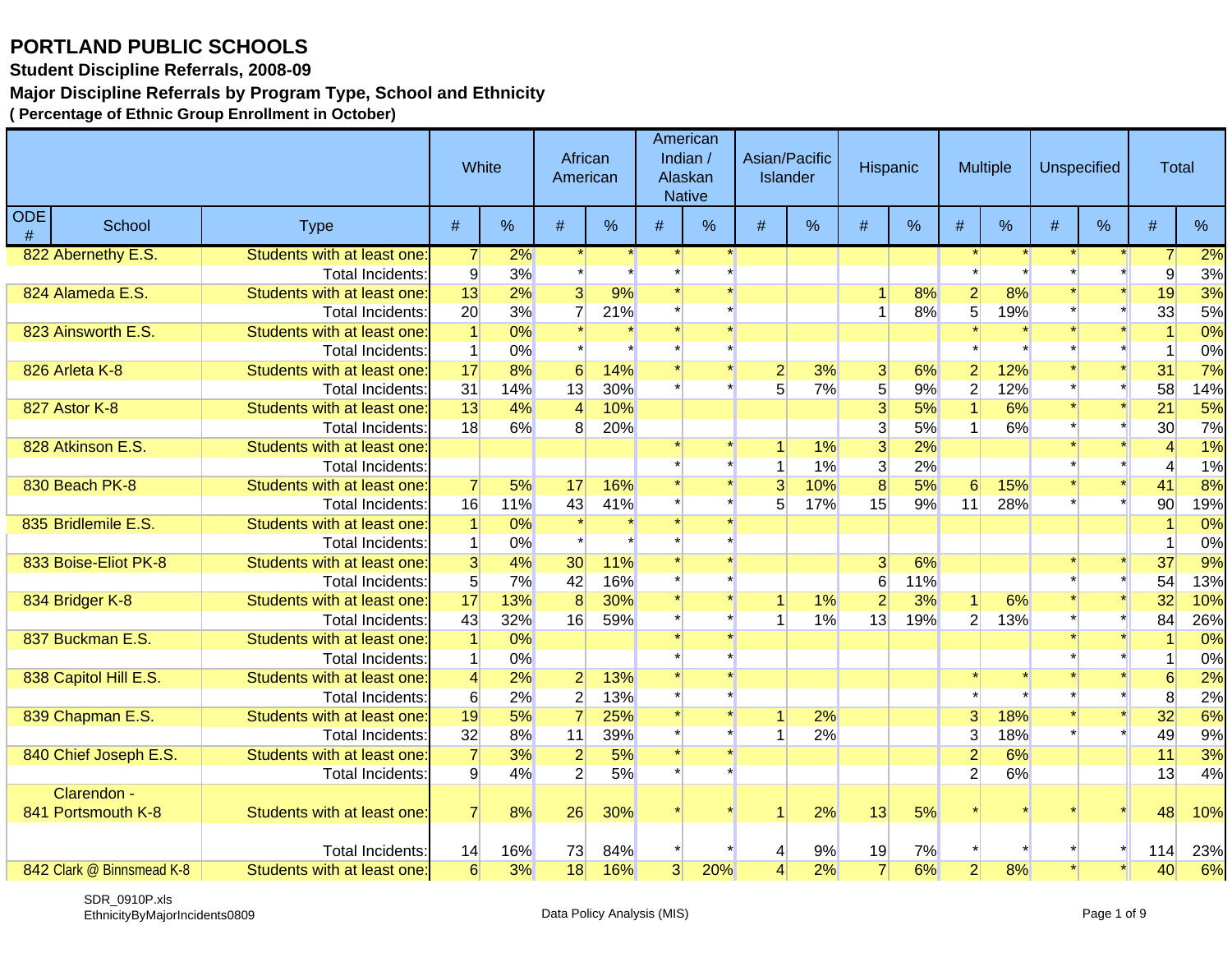# PORTLAND PUBLIC SCHOOLS

### Student Discipline Referrals, 2008-09

### Major Discipline Referrals by Program Type, School and Ethnicity

**( Percentage of Ethnic Group Enrollment in October)**

| ODE # | School | Type | White # | White % | African American # | African American % | American Indian / Alaskan Native # | American Indian / Alaskan Native % | Asian/Pacific Islander # | Asian/Pacific Islander % | Hispanic # | Hispanic % | Multiple # | Multiple % | Unspecified # | Unspecified % | Total # | Total % |
|---|---|---|---|---|---|---|---|---|---|---|---|---|---|---|---|---|---|---|
| 822 | Abernethy E.S. | Students with at least one: | 7 | 2% | * | * | * | * | | | | | * | * | * | * | 7 | 2% |
| | | Total Incidents: | 9 | 3% | * | * | * | * | | | | | * | * | * | * | 9 | 3% |
| 824 | Alameda E.S. | Students with at least one: | 13 | 2% | 3 | 9% | * | * | | | 1 | 8% | 2 | 8% | * | * | 19 | 3% |
| | | Total Incidents: | 20 | 3% | 7 | 21% | * | * | | | 1 | 8% | 5 | 19% | * | * | 33 | 5% |
| 823 | Ainsworth E.S. | Students with at least one: | 1 | 0% | * | * | * | * | | | | | * | * | * | * | 1 | 0% |
| | | Total Incidents: | 1 | 0% | * | * | * | * | | | | | * | * | * | * | 1 | 0% |
| 826 | Arleta K-8 | Students with at least one: | 17 | 8% | 6 | 14% | * | * | 2 | 3% | 3 | 6% | 2 | 12% | * | * | 31 | 7% |
| | | Total Incidents: | 31 | 14% | 13 | 30% | * | * | 5 | 7% | 5 | 9% | 2 | 12% | * | * | 58 | 14% |
| 827 | Astor K-8 | Students with at least one: | 13 | 4% | 4 | 10% | | | | | 3 | 5% | 1 | 6% | * | * | 21 | 5% |
| | | Total Incidents: | 18 | 6% | 8 | 20% | | | | | 3 | 5% | 1 | 6% | * | * | 30 | 7% |
| 828 | Atkinson E.S. | Students with at least one: | | | | | * | * | 1 | 1% | 3 | 2% | | | * | * | 4 | 1% |
| | | Total Incidents: | | | | | * | * | 1 | 1% | 3 | 2% | | | * | * | 4 | 1% |
| 830 | Beach PK-8 | Students with at least one: | 7 | 5% | 17 | 16% | * | * | 3 | 10% | 8 | 5% | 6 | 15% | * | * | 41 | 8% |
| | | Total Incidents: | 16 | 11% | 43 | 41% | * | * | 5 | 17% | 15 | 9% | 11 | 28% | * | * | 90 | 19% |
| 835 | Bridlemile E.S. | Students with at least one: | 1 | 0% | * | * | * | * | | | | | | | | | 1 | 0% |
| | | Total Incidents: | 1 | 0% | * | * | * | * | | | | | | | | | 1 | 0% |
| 833 | Boise-Eliot PK-8 | Students with at least one: | 3 | 4% | 30 | 11% | * | * | | | 3 | 6% | | | * | * | 37 | 9% |
| | | Total Incidents: | 5 | 7% | 42 | 16% | * | * | | | 6 | 11% | | | * | * | 54 | 13% |
| 834 | Bridger K-8 | Students with at least one: | 17 | 13% | 8 | 30% | * | * | 1 | 1% | 2 | 3% | 1 | 6% | * | * | 32 | 10% |
| | | Total Incidents: | 43 | 32% | 16 | 59% | * | * | 1 | 1% | 13 | 19% | 2 | 13% | * | * | 84 | 26% |
| 837 | Buckman E.S. | Students with at least one: | 1 | 0% | | | * | * | | | | | | | * | * | 1 | 0% |
| | | Total Incidents: | 1 | 0% | | | * | * | | | | | | | * | * | 1 | 0% |
| 838 | Capitol Hill E.S. | Students with at least one: | 4 | 2% | 2 | 13% | * | * | | | | | * | * | * | * | 6 | 2% |
| | | Total Incidents: | 6 | 2% | 2 | 13% | * | * | | | | | * | * | * | * | 8 | 2% |
| 839 | Chapman E.S. | Students with at least one: | 19 | 5% | 7 | 25% | * | * | 1 | 2% | | | 3 | 18% | * | * | 32 | 6% |
| | | Total Incidents: | 32 | 8% | 11 | 39% | * | * | 1 | 2% | | | 3 | 18% | * | * | 49 | 9% |
| 840 | Chief Joseph E.S. | Students with at least one: | 7 | 3% | 2 | 5% | * | * | | | | | 2 | 6% | | | 11 | 3% |
| | | Total Incidents: | 9 | 4% | 2 | 5% | * | * | | | | | 2 | 6% | | | 13 | 4% |
| 841 | Clarendon - Portsmouth K-8 | Students with at least one: | 7 | 8% | 26 | 30% | * | * | 1 | 2% | 13 | 5% | * | * | * | * | 48 | 10% |
| | | Total Incidents: | 14 | 16% | 73 | 84% | * | * | 4 | 9% | 19 | 7% | * | * | * | * | 114 | 23% |
| 842 | Clark @ Binnsmead K-8 | Students with at least one: | 6 | 3% | 18 | 16% | 3 | 20% | 4 | 2% | 7 | 6% | 2 | 8% | * | * | 40 | 6% |

SDR_0910P.xls
EthnicityByMajorIncidents0809

Data Policy Analysis (MIS)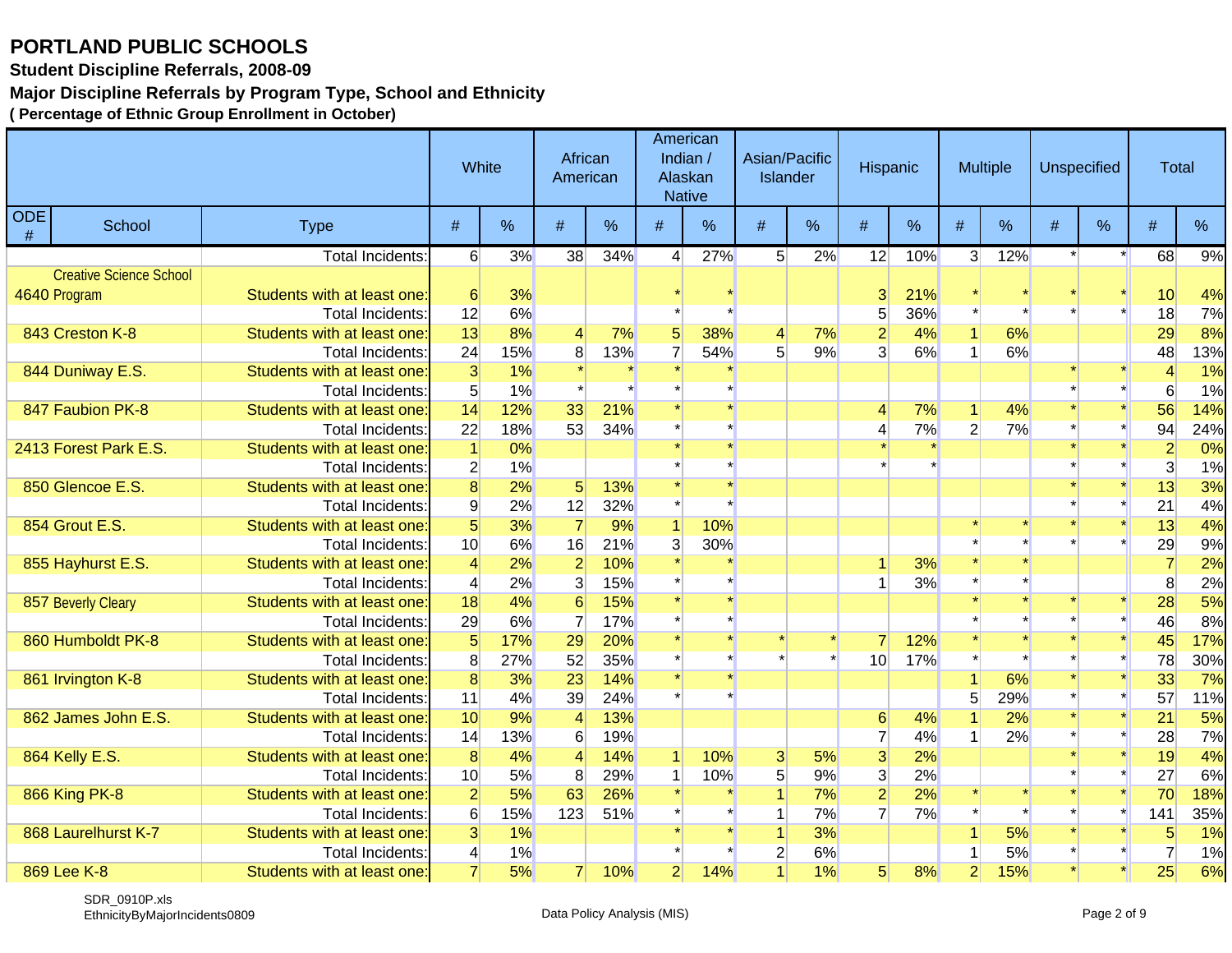# PORTLAND PUBLIC SCHOOLS

**Student Discipline Referrals, 2008-09**

**Major Discipline Referrals by Program Type, School and Ethnicity**

**( Percentage of Ethnic Group Enrollment in October)**

| | | | White | | African American | | American Indian / Alaskan Native | | Asian/Pacific Islander | | Hispanic | | Multiple | | Unspecified | | Total | |
|---|---|---|---|---|---|---|---|---|---|---|---|---|---|---|---|---|---|---|
| ODE # | School | Type | # | % | # | % | # | % | # | % | # | % | # | % | # | % | # | % |
| | | Total Incidents: | 6 | 3% | 38 | 34% | 4 | 27% | 5 | 2% | 12 | 10% | 3 | 12% | * | * | 68 | 9% |
| 4640 | Creative Science School Program | Students with at least one: | 6 | 3% | | | * | * | | | 3 | 21% | * | * | * | * | 10 | 4% |
| | | Total Incidents: | 12 | 6% | | | * | * | | | 5 | 36% | * | * | * | * | 18 | 7% |
| 843 | Creston K-8 | Students with at least one: | 13 | 8% | 4 | 7% | 5 | 38% | 4 | 7% | 2 | 4% | 1 | 6% | | | 29 | 8% |
| | | Total Incidents: | 24 | 15% | 8 | 13% | 7 | 54% | 5 | 9% | 3 | 6% | 1 | 6% | | | 48 | 13% |
| 844 | Duniway E.S. | Students with at least one: | 3 | 1% | * | * | * | * | | | | | | | * | * | 4 | 1% |
| | | Total Incidents: | 5 | 1% | * | * | * | * | | | | | | | * | * | 6 | 1% |
| 847 | Faubion PK-8 | Students with at least one: | 14 | 12% | 33 | 21% | * | * | | | 4 | 7% | 1 | 4% | * | * | 56 | 14% |
| | | Total Incidents: | 22 | 18% | 53 | 34% | * | * | | | 4 | 7% | 2 | 7% | * | * | 94 | 24% |
| 2413 | Forest Park E.S. | Students with at least one: | 1 | 0% | | | * | * | | | * | * | | | * | * | 2 | 0% |
| | | Total Incidents: | 2 | 1% | | | * | * | | | * | * | | | * | * | 3 | 1% |
| 850 | Glencoe E.S. | Students with at least one: | 8 | 2% | 5 | 13% | * | * | | | | | | | * | * | 13 | 3% |
| | | Total Incidents: | 9 | 2% | 12 | 32% | * | * | | | | | | | * | * | 21 | 4% |
| 854 | Grout E.S. | Students with at least one: | 5 | 3% | 7 | 9% | 1 | 10% | | | | | * | * | * | * | 13 | 4% |
| | | Total Incidents: | 10 | 6% | 16 | 21% | 3 | 30% | | | | | * | * | * | * | 29 | 9% |
| 855 | Hayhurst E.S. | Students with at least one: | 4 | 2% | 2 | 10% | * | * | | | 1 | 3% | * | * | | | 7 | 2% |
| | | Total Incidents: | 4 | 2% | 3 | 15% | * | * | | | 1 | 3% | * | * | | | 8 | 2% |
| 857 | Beverly Cleary | Students with at least one: | 18 | 4% | 6 | 15% | * | * | | | | | * | * | * | * | 28 | 5% |
| | | Total Incidents: | 29 | 6% | 7 | 17% | * | * | | | | | * | * | * | * | 46 | 8% |
| 860 | Humboldt PK-8 | Students with at least one: | 5 | 17% | 29 | 20% | * | * | * | * | 7 | 12% | * | * | * | * | 45 | 17% |
| | | Total Incidents: | 8 | 27% | 52 | 35% | * | * | * | * | 10 | 17% | * | * | * | * | 78 | 30% |
| 861 | Irvington K-8 | Students with at least one: | 8 | 3% | 23 | 14% | * | * | | | | | 1 | 6% | * | * | 33 | 7% |
| | | Total Incidents: | 11 | 4% | 39 | 24% | * | * | | | | | 5 | 29% | * | * | 57 | 11% |
| 862 | James John E.S. | Students with at least one: | 10 | 9% | 4 | 13% | | | | | 6 | 4% | 1 | 2% | * | * | 21 | 5% |
| | | Total Incidents: | 14 | 13% | 6 | 19% | | | | | 7 | 4% | 1 | 2% | * | * | 28 | 7% |
| 864 | Kelly E.S. | Students with at least one: | 8 | 4% | 4 | 14% | 1 | 10% | 3 | 5% | 3 | 2% | | | * | * | 19 | 4% |
| | | Total Incidents: | 10 | 5% | 8 | 29% | 1 | 10% | 5 | 9% | 3 | 2% | | | * | * | 27 | 6% |
| 866 | King PK-8 | Students with at least one: | 2 | 5% | 63 | 26% | * | * | 1 | 7% | 2 | 2% | * | * | * | * | 70 | 18% |
| | | Total Incidents: | 6 | 15% | 123 | 51% | * | * | 1 | 7% | 7 | 7% | * | * | * | * | 141 | 35% |
| 868 | Laurelhurst K-7 | Students with at least one: | 3 | 1% | | | * | * | 1 | 3% | | | 1 | 5% | * | * | 5 | 1% |
| | | Total Incidents: | 4 | 1% | | | * | * | 2 | 6% | | | 1 | 5% | * | * | 7 | 1% |
| 869 | Lee K-8 | Students with at least one: | 7 | 5% | 7 | 10% | 2 | 14% | 1 | 1% | 5 | 8% | 2 | 15% | * | * | 25 | 6% |

SDR_0910P.xls
EthnicityByMajorIncidents0809

Data Policy Analysis (MIS)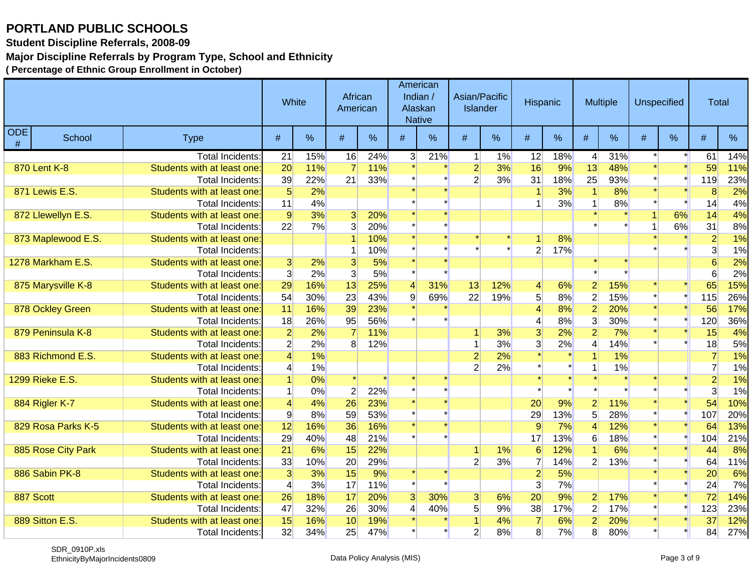# PORTLAND PUBLIC SCHOOLS

**Student Discipline Referrals, 2008-09**

**Major Discipline Referrals by Program Type, School and Ethnicity**

**( Percentage of Ethnic Group Enrollment in October)**

| | | | White | | African American | | American Indian / Alaskan Native | | Asian/Pacific Islander | | Hispanic | | Multiple | | Unspecified | | Total | |
|---|---|---|---|---|---|---|---|---|---|---|---|---|---|---|---|---|---|---|
| ODE # | School | Type | # | % | # | % | # | % | # | % | # | % | # | % | # | % | # | % |
| | | Total Incidents: | 21 | 15% | 16 | 24% | 3 | 21% | 1 | 1% | 12 | 18% | 4 | 31% | * | * | 61 | 14% |
| 870 | Lent K-8 | Students with at least one: | 20 | 11% | 7 | 11% | * | * | 2 | 3% | 16 | 9% | 13 | 48% | * | * | 59 | 11% |
| | | Total Incidents: | 39 | 22% | 21 | 33% | * | * | 2 | 3% | 31 | 18% | 25 | 93% | * | * | 119 | 23% |
| 871 | Lewis E.S. | Students with at least one: | 5 | 2% | | | * | * | | | 1 | 3% | 1 | 8% | * | * | 8 | 2% |
| | | Total Incidents: | 11 | 4% | | | * | * | | | 1 | 3% | 1 | 8% | * | * | 14 | 4% |
| 872 | Llewellyn E.S. | Students with at least one: | 9 | 3% | 3 | 20% | * | * | | | | | * | * | 1 | 6% | 14 | 4% |
| | | Total Incidents: | 22 | 7% | 3 | 20% | * | * | | | | | * | * | 1 | 6% | 31 | 8% |
| 873 | Maplewood E.S. | Students with at least one: | | | 1 | 10% | * | * | * | * | 1 | 8% | | | * | * | 2 | 1% |
| | | Total Incidents: | | | 1 | 10% | * | * | * | * | 2 | 17% | | | * | * | 3 | 1% |
| 1278 | Markham E.S. | Students with at least one: | 3 | 2% | 3 | 5% | * | * | | | | | * | * | | | 6 | 2% |
| | | Total Incidents: | 3 | 2% | 3 | 5% | * | * | | | | | * | * | | | 6 | 2% |
| 875 | Marysville K-8 | Students with at least one: | 29 | 16% | 13 | 25% | 4 | 31% | 13 | 12% | 4 | 6% | 2 | 15% | * | * | 65 | 15% |
| | | Total Incidents: | 54 | 30% | 23 | 43% | 9 | 69% | 22 | 19% | 5 | 8% | 2 | 15% | * | * | 115 | 26% |
| 878 | Ockley Green | Students with at least one: | 11 | 16% | 39 | 23% | * | * | | | 4 | 8% | 2 | 20% | * | * | 56 | 17% |
| | | Total Incidents: | 18 | 26% | 95 | 56% | * | * | | | 4 | 8% | 3 | 30% | * | * | 120 | 36% |
| 879 | Peninsula K-8 | Students with at least one: | 2 | 2% | 7 | 11% | | | 1 | 3% | 3 | 2% | 2 | 7% | * | * | 15 | 4% |
| | | Total Incidents: | 2 | 2% | 8 | 12% | | | 1 | 3% | 3 | 2% | 4 | 14% | * | * | 18 | 5% |
| 883 | Richmond E.S. | Students with at least one: | 4 | 1% | | | | | 2 | 2% | * | * | 1 | 1% | | | 7 | 1% |
| | | Total Incidents: | 4 | 1% | | | | | 2 | 2% | * | * | 1 | 1% | | | 7 | 1% |
| 1299 | Rieke E.S. | Students with at least one: | 1 | 0% | * | * | * | * | | | * | * | * | * | * | * | 2 | 1% |
| | | Total Incidents: | 1 | 0% | 2 | 22% | * | * | | | * | * | * | * | * | * | 3 | 1% |
| 884 | Rigler K-7 | Students with at least one: | 4 | 4% | 26 | 23% | * | * | | | 20 | 9% | 2 | 11% | * | * | 54 | 10% |
| | | Total Incidents: | 9 | 8% | 59 | 53% | * | * | | | 29 | 13% | 5 | 28% | * | * | 107 | 20% |
| 829 | Rosa Parks K-5 | Students with at least one: | 12 | 16% | 36 | 16% | * | * | | | 9 | 7% | 4 | 12% | * | * | 64 | 13% |
| | | Total Incidents: | 29 | 40% | 48 | 21% | * | * | | | 17 | 13% | 6 | 18% | * | * | 104 | 21% |
| 885 | Rose City Park | Students with at least one: | 21 | 6% | 15 | 22% | | | 1 | 1% | 6 | 12% | 1 | 6% | * | * | 44 | 8% |
| | | Total Incidents: | 33 | 10% | 20 | 29% | | | 2 | 3% | 7 | 14% | 2 | 13% | * | * | 64 | 11% |
| 886 | Sabin PK-8 | Students with at least one: | 3 | 3% | 15 | 9% | * | * | | | 2 | 5% | | | * | * | 20 | 6% |
| | | Total Incidents: | 4 | 3% | 17 | 11% | * | * | | | 3 | 7% | | | * | * | 24 | 7% |
| 887 | Scott | Students with at least one: | 26 | 18% | 17 | 20% | 3 | 30% | 3 | 6% | 20 | 9% | 2 | 17% | * | * | 72 | 14% |
| | | Total Incidents: | 47 | 32% | 26 | 30% | 4 | 40% | 5 | 9% | 38 | 17% | 2 | 17% | * | * | 123 | 23% |
| 889 | Sitton E.S. | Students with at least one: | 15 | 16% | 10 | 19% | * | * | 1 | 4% | 7 | 6% | 2 | 20% | * | * | 37 | 12% |
| | | Total Incidents: | 32 | 34% | 25 | 47% | * | * | 2 | 8% | 8 | 7% | 8 | 80% | * | * | 84 | 27% |

SDR_0910P.xls
EthnicityByMajorIncidents0809

Data Policy Analysis (MIS)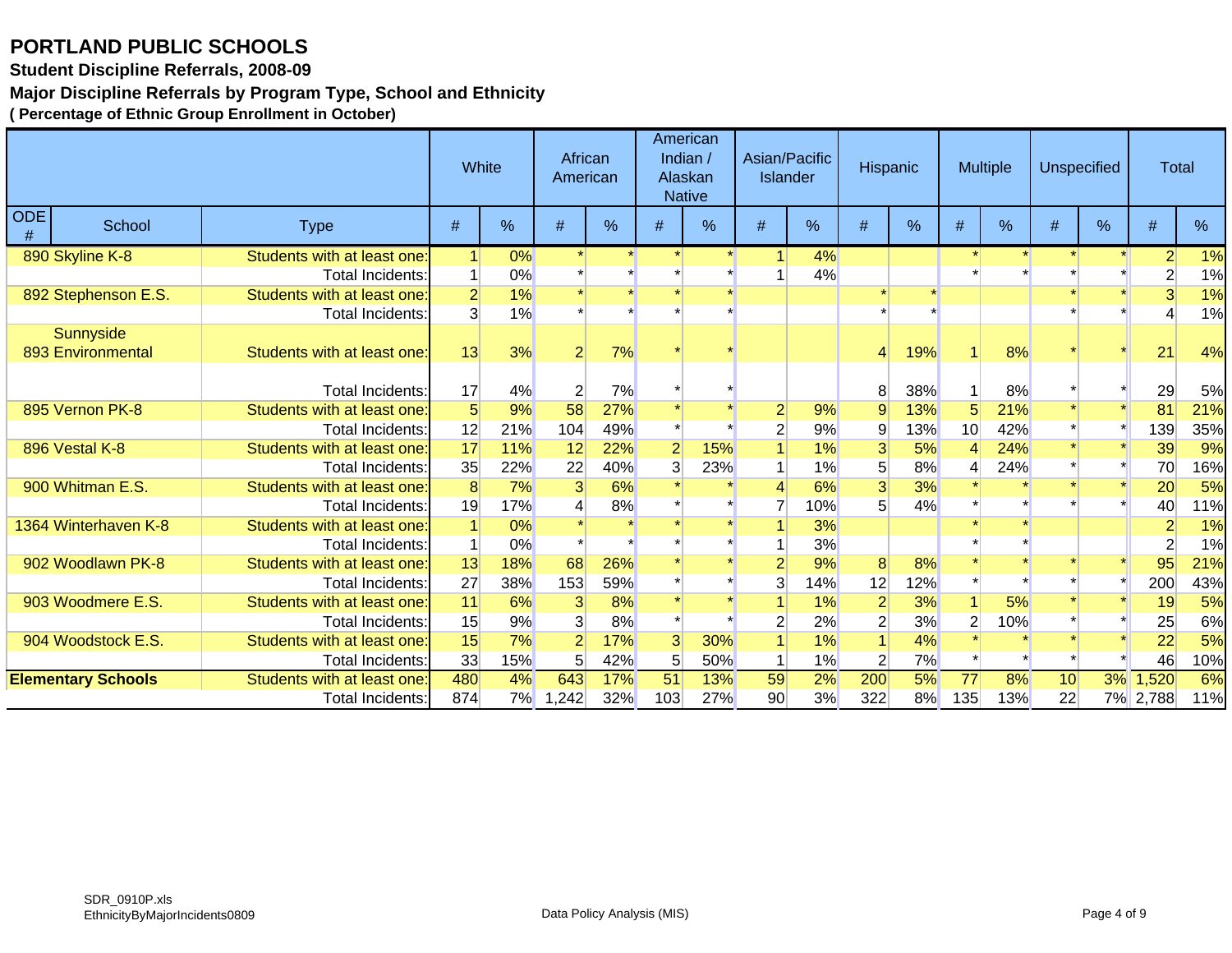# PORTLAND PUBLIC SCHOOLS

**Student Discipline Referrals, 2008-09**

**Major Discipline Referrals by Program Type, School and Ethnicity**

**( Percentage of Ethnic Group Enrollment in October)**

| | | | White | | African American | | American Indian / Alaskan Native | | Asian/Pacific Islander | | Hispanic | | Multiple | | Unspecified | | Total | |
|---|---|---|---|---|---|---|---|---|---|---|---|---|---|---|---|---|---|---|
| ODE # | School | Type | # | % | # | % | # | % | # | % | # | % | # | % | # | % | # | % |
| 890 | Skyline K-8 | Students with at least one: | 1 | 0% | * | * | * | * | 1 | 4% | | | * | * | * | * | 2 | 1% |
| | | Total Incidents: | 1 | 0% | * | * | * | * | 1 | 4% | | | * | * | * | * | 2 | 1% |
| 892 | Stephenson E.S. | Students with at least one: | 2 | 1% | * | * | * | * | | | * | * | | | * | * | 3 | 1% |
| | | Total Incidents: | 3 | 1% | * | * | * | * | | | * | * | | | * | * | 4 | 1% |
| 893 | Sunnyside Environmental | Students with at least one: | 13 | 3% | 2 | 7% | * | * | | | 4 | 19% | 1 | 8% | * | * | 21 | 4% |
| | | Total Incidents: | 17 | 4% | 2 | 7% | * | * | | | 8 | 38% | 1 | 8% | * | * | 29 | 5% |
| 895 | Vernon PK-8 | Students with at least one: | 5 | 9% | 58 | 27% | * | * | 2 | 9% | 9 | 13% | 5 | 21% | * | * | 81 | 21% |
| | | Total Incidents: | 12 | 21% | 104 | 49% | * | * | 2 | 9% | 9 | 13% | 10 | 42% | * | * | 139 | 35% |
| 896 | Vestal K-8 | Students with at least one: | 17 | 11% | 12 | 22% | 2 | 15% | 1 | 1% | 3 | 5% | 4 | 24% | * | * | 39 | 9% |
| | | Total Incidents: | 35 | 22% | 22 | 40% | 3 | 23% | 1 | 1% | 5 | 8% | 4 | 24% | * | * | 70 | 16% |
| 900 | Whitman E.S. | Students with at least one: | 8 | 7% | 3 | 6% | * | * | 4 | 6% | 3 | 3% | * | * | * | * | 20 | 5% |
| | | Total Incidents: | 19 | 17% | 4 | 8% | * | * | 7 | 10% | 5 | 4% | * | * | * | * | 40 | 11% |
| 1364 | Winterhaven K-8 | Students with at least one: | 1 | 0% | * | * | * | * | 1 | 3% | | | * | * | | | 2 | 1% |
| | | Total Incidents: | 1 | 0% | * | * | * | * | 1 | 3% | | | * | * | | | 2 | 1% |
| 902 | Woodlawn PK-8 | Students with at least one: | 13 | 18% | 68 | 26% | * | * | 2 | 9% | 8 | 8% | * | * | * | * | 95 | 21% |
| | | Total Incidents: | 27 | 38% | 153 | 59% | * | * | 3 | 14% | 12 | 12% | * | * | * | * | 200 | 43% |
| 903 | Woodmere E.S. | Students with at least one: | 11 | 6% | 3 | 8% | * | * | 1 | 1% | 2 | 3% | 1 | 5% | * | * | 19 | 5% |
| | | Total Incidents: | 15 | 9% | 3 | 8% | * | * | 2 | 2% | 2 | 3% | 2 | 10% | * | * | 25 | 6% |
| 904 | Woodstock E.S. | Students with at least one: | 15 | 7% | 2 | 17% | 3 | 30% | 1 | 1% | 1 | 4% | * | * | * | * | 22 | 5% |
| | | Total Incidents: | 33 | 15% | 5 | 42% | 5 | 50% | 1 | 1% | 2 | 7% | * | * | * | * | 46 | 10% |
| **Elementary Schools** | | Students with at least one: | 480 | 4% | 643 | 17% | 51 | 13% | 59 | 2% | 200 | 5% | 77 | 8% | 10 | 3% | 1,520 | 6% |
| | | Total Incidents: | 874 | 7% | 1,242 | 32% | 103 | 27% | 90 | 3% | 322 | 8% | 135 | 13% | 22 | 7% | 2,788 | 11% |

SDR_0910P.xls
EthnicityByMajorIncidents0809

Data Policy Analysis (MIS)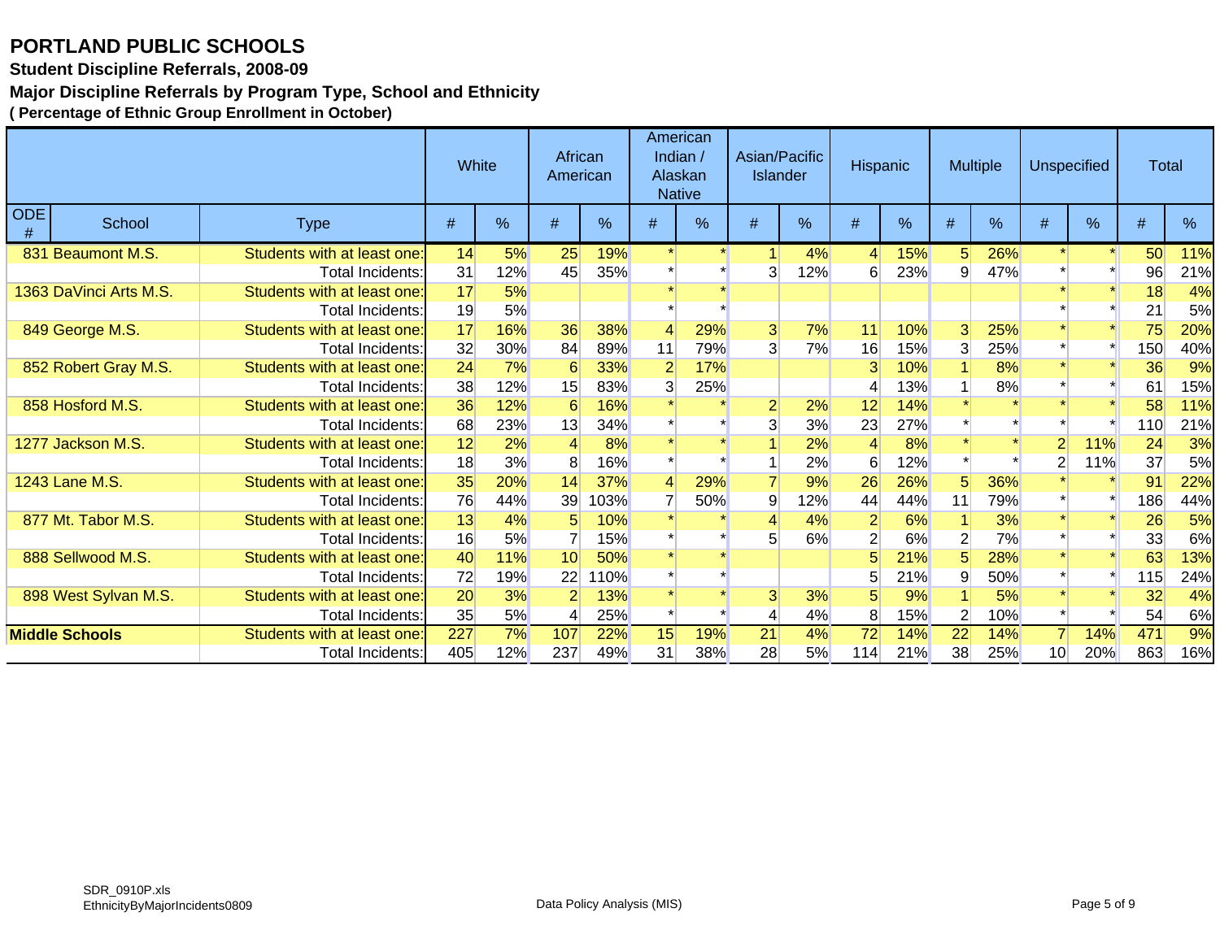# PORTLAND PUBLIC SCHOOLS

**Student Discipline Referrals, 2008-09**

**Major Discipline Referrals by Program Type, School and Ethnicity**

**( Percentage of Ethnic Group Enrollment in October)**

| ODE # | School | Type | White | | African American | | American Indian / Alaskan Native | | Asian/Pacific Islander | | Hispanic | | Multiple | | Unspecified | | Total | |
|---|---|---|---|---|---|---|---|---|---|---|---|---|---|---|---|---|---|---|
| | | | # | % | # | % | # | % | # | % | # | % | # | % | # | % | # | % |
| 831 | Beaumont M.S. | Students with at least one: | 14 | 5% | 25 | 19% | * | * | 1 | 4% | 4 | 15% | 5 | 26% | * | * | 50 | 11% |
| | | Total Incidents: | 31 | 12% | 45 | 35% | * | * | 3 | 12% | 6 | 23% | 9 | 47% | * | * | 96 | 21% |
| 1363 | DaVinci Arts M.S. | Students with at least one: | 17 | 5% | | | * | * | | | | | | | * | * | 18 | 4% |
| | | Total Incidents: | 19 | 5% | | | * | * | | | | | | | * | * | 21 | 5% |
| 849 | George M.S. | Students with at least one: | 17 | 16% | 36 | 38% | 4 | 29% | 3 | 7% | 11 | 10% | 3 | 25% | * | * | 75 | 20% |
| | | Total Incidents: | 32 | 30% | 84 | 89% | 11 | 79% | 3 | 7% | 16 | 15% | 3 | 25% | * | * | 150 | 40% |
| 852 | Robert Gray M.S. | Students with at least one: | 24 | 7% | 6 | 33% | 2 | 17% | | | 3 | 10% | 1 | 8% | * | * | 36 | 9% |
| | | Total Incidents: | 38 | 12% | 15 | 83% | 3 | 25% | | | 4 | 13% | 1 | 8% | * | * | 61 | 15% |
| 858 | Hosford M.S. | Students with at least one: | 36 | 12% | 6 | 16% | * | * | 2 | 2% | 12 | 14% | * | * | * | * | 58 | 11% |
| | | Total Incidents: | 68 | 23% | 13 | 34% | * | * | 3 | 3% | 23 | 27% | * | * | * | * | 110 | 21% |
| 1277 | Jackson M.S. | Students with at least one: | 12 | 2% | 4 | 8% | * | * | 1 | 2% | 4 | 8% | * | * | 2 | 11% | 24 | 3% |
| | | Total Incidents: | 18 | 3% | 8 | 16% | * | * | 1 | 2% | 6 | 12% | * | * | 2 | 11% | 37 | 5% |
| 1243 | Lane M.S. | Students with at least one: | 35 | 20% | 14 | 37% | 4 | 29% | 7 | 9% | 26 | 26% | 5 | 36% | * | * | 91 | 22% |
| | | Total Incidents: | 76 | 44% | 39 | 103% | 7 | 50% | 9 | 12% | 44 | 44% | 11 | 79% | * | * | 186 | 44% |
| 877 | Mt. Tabor M.S. | Students with at least one: | 13 | 4% | 5 | 10% | * | * | 4 | 4% | 2 | 6% | 1 | 3% | * | * | 26 | 5% |
| | | Total Incidents: | 16 | 5% | 7 | 15% | * | * | 5 | 6% | 2 | 6% | 2 | 7% | * | * | 33 | 6% |
| 888 | Sellwood M.S. | Students with at least one: | 40 | 11% | 10 | 50% | * | * | | | 5 | 21% | 5 | 28% | * | * | 63 | 13% |
| | | Total Incidents: | 72 | 19% | 22 | 110% | * | * | | | 5 | 21% | 9 | 50% | * | * | 115 | 24% |
| 898 | West Sylvan M.S. | Students with at least one: | 20 | 3% | 2 | 13% | * | * | 3 | 3% | 5 | 9% | 1 | 5% | * | * | 32 | 4% |
| | | Total Incidents: | 35 | 5% | 4 | 25% | * | * | 4 | 4% | 8 | 15% | 2 | 10% | * | * | 54 | 6% |
| **Middle Schools** | | Students with at least one: | 227 | 7% | 107 | 22% | 15 | 19% | 21 | 4% | 72 | 14% | 22 | 14% | 7 | 14% | 471 | 9% |
| | | Total Incidents: | 405 | 12% | 237 | 49% | 31 | 38% | 28 | 5% | 114 | 21% | 38 | 25% | 10 | 20% | 863 | 16% |

SDR_0910P.xls
EthnicityByMajorIncidents0809

Data Policy Analysis (MIS)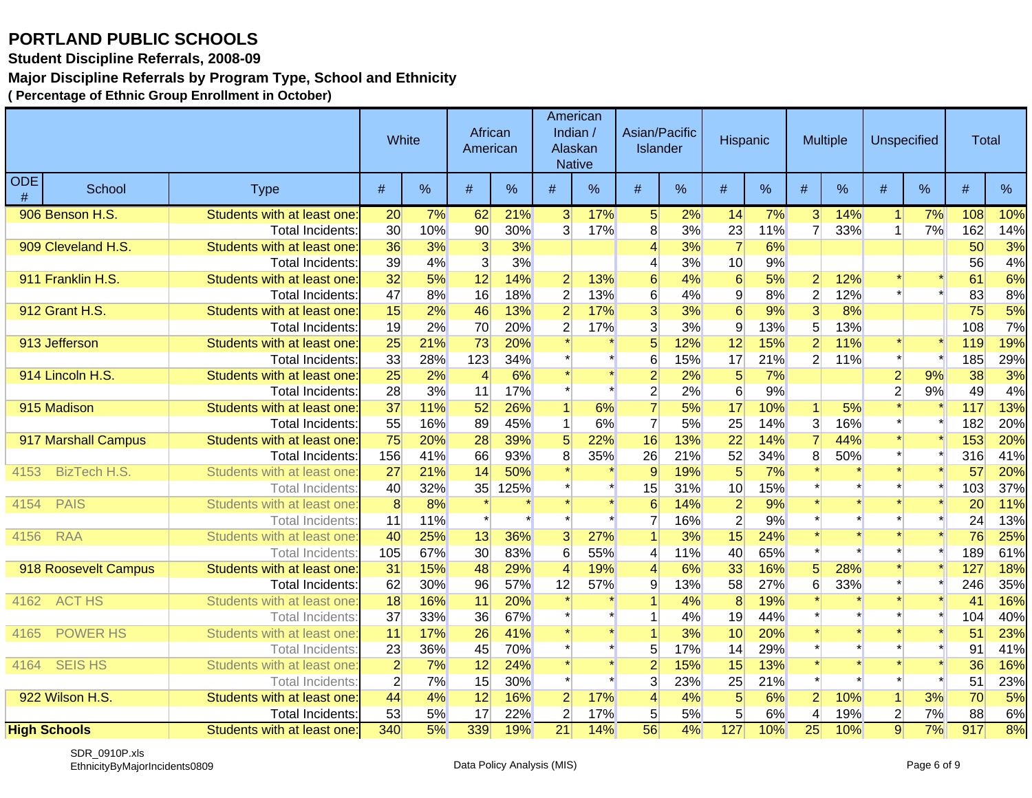# PORTLAND PUBLIC SCHOOLS

**Student Discipline Referrals, 2008-09**

**Major Discipline Referrals by Program Type, School and Ethnicity**

**( Percentage of Ethnic Group Enrollment in October)**

| | | | White | | African American | | American Indian / Alaskan Native | | Asian/Pacific Islander | | Hispanic | | Multiple | | Unspecified | | Total | |
|---|---|---|---|---|---|---|---|---|---|---|---|---|---|---|---|---|---|---|
| ODE # | School | Type | # | % | # | % | # | % | # | % | # | % | # | % | # | % | # | % |
| 906 | Benson H.S. | Students with at least one: | 20 | 7% | 62 | 21% | 3 | 17% | 5 | 2% | 14 | 7% | 3 | 14% | 1 | 7% | 108 | 10% |
| | | Total Incidents: | 30 | 10% | 90 | 30% | 3 | 17% | 8 | 3% | 23 | 11% | 7 | 33% | 1 | 7% | 162 | 14% |
| 909 | Cleveland H.S. | Students with at least one: | 36 | 3% | 3 | 3% | | | 4 | 3% | 7 | 6% | | | | | 50 | 3% |
| | | Total Incidents: | 39 | 4% | 3 | 3% | | | 4 | 3% | 10 | 9% | | | | | 56 | 4% |
| 911 | Franklin H.S. | Students with at least one: | 32 | 5% | 12 | 14% | 2 | 13% | 6 | 4% | 6 | 5% | 2 | 12% | * | * | 61 | 6% |
| | | Total Incidents: | 47 | 8% | 16 | 18% | 2 | 13% | 6 | 4% | 9 | 8% | 2 | 12% | * | * | 83 | 8% |
| 912 | Grant H.S. | Students with at least one: | 15 | 2% | 46 | 13% | 2 | 17% | 3 | 3% | 6 | 9% | 3 | 8% | | | 75 | 5% |
| | | Total Incidents: | 19 | 2% | 70 | 20% | 2 | 17% | 3 | 3% | 9 | 13% | 5 | 13% | | | 108 | 7% |
| 913 | Jefferson | Students with at least one: | 25 | 21% | 73 | 20% | * | * | 5 | 12% | 12 | 15% | 2 | 11% | * | * | 119 | 19% |
| | | Total Incidents: | 33 | 28% | 123 | 34% | * | * | 6 | 15% | 17 | 21% | 2 | 11% | * | * | 185 | 29% |
| 914 | Lincoln H.S. | Students with at least one: | 25 | 2% | 4 | 6% | * | * | 2 | 2% | 5 | 7% | | | 2 | 9% | 38 | 3% |
| | | Total Incidents: | 28 | 3% | 11 | 17% | * | * | 2 | 2% | 6 | 9% | | | 2 | 9% | 49 | 4% |
| 915 | Madison | Students with at least one: | 37 | 11% | 52 | 26% | 1 | 6% | 7 | 5% | 17 | 10% | 1 | 5% | * | * | 117 | 13% |
| | | Total Incidents: | 55 | 16% | 89 | 45% | 1 | 6% | 7 | 5% | 25 | 14% | 3 | 16% | * | * | 182 | 20% |
| 917 | Marshall Campus | Students with at least one: | 75 | 20% | 28 | 39% | 5 | 22% | 16 | 13% | 22 | 14% | 7 | 44% | * | * | 153 | 20% |
| | | Total Incidents: | 156 | 41% | 66 | 93% | 8 | 35% | 26 | 21% | 52 | 34% | 8 | 50% | * | * | 316 | 41% |
| 4153 | BizTech H.S. | Students with at least one: | 27 | 21% | 14 | 50% | * | * | 9 | 19% | 5 | 7% | * | * | * | * | 57 | 20% |
| | | Total Incidents: | 40 | 32% | 35 | 125% | * | * | 15 | 31% | 10 | 15% | * | * | * | * | 103 | 37% |
| 4154 | PAIS | Students with at least one: | 8 | 8% | * | * | * | * | 6 | 14% | 2 | 9% | * | * | * | * | 20 | 11% |
| | | Total Incidents: | 11 | 11% | * | * | * | * | 7 | 16% | 2 | 9% | * | * | * | * | 24 | 13% |
| 4156 | RAA | Students with at least one: | 40 | 25% | 13 | 36% | 3 | 27% | 1 | 3% | 15 | 24% | * | * | * | * | 76 | 25% |
| | | Total Incidents: | 105 | 67% | 30 | 83% | 6 | 55% | 4 | 11% | 40 | 65% | * | * | * | * | 189 | 61% |
| 918 | Roosevelt Campus | Students with at least one: | 31 | 15% | 48 | 29% | 4 | 19% | 4 | 6% | 33 | 16% | 5 | 28% | * | * | 127 | 18% |
| | | Total Incidents: | 62 | 30% | 96 | 57% | 12 | 57% | 9 | 13% | 58 | 27% | 6 | 33% | * | * | 246 | 35% |
| 4162 | ACT HS | Students with at least one: | 18 | 16% | 11 | 20% | * | * | 1 | 4% | 8 | 19% | * | * | * | * | 41 | 16% |
| | | Total Incidents: | 37 | 33% | 36 | 67% | * | * | 1 | 4% | 19 | 44% | * | * | * | * | 104 | 40% |
| 4165 | POWER HS | Students with at least one: | 11 | 17% | 26 | 41% | * | * | 1 | 3% | 10 | 20% | * | * | * | * | 51 | 23% |
| | | Total Incidents: | 23 | 36% | 45 | 70% | * | * | 5 | 17% | 14 | 29% | * | * | * | * | 91 | 41% |
| 4164 | SEIS HS | Students with at least one: | 2 | 7% | 12 | 24% | * | * | 2 | 15% | 15 | 13% | * | * | * | * | 36 | 16% |
| | | Total Incidents: | 2 | 7% | 15 | 30% | * | * | 3 | 23% | 25 | 21% | * | * | * | * | 51 | 23% |
| 922 | Wilson H.S. | Students with at least one: | 44 | 4% | 12 | 16% | 2 | 17% | 4 | 4% | 5 | 6% | 2 | 10% | 1 | 3% | 70 | 5% |
| | | Total Incidents: | 53 | 5% | 17 | 22% | 2 | 17% | 5 | 5% | 5 | 6% | 4 | 19% | 2 | 7% | 88 | 6% |
| **High Schools** | | Students with at least one: | 340 | 5% | 339 | 19% | 21 | 14% | 56 | 4% | 127 | 10% | 25 | 10% | 9 | 7% | 917 | 8% |

SDR_0910P.xls
EthnicityByMajorIncidents0809

Data Policy Analysis (MIS)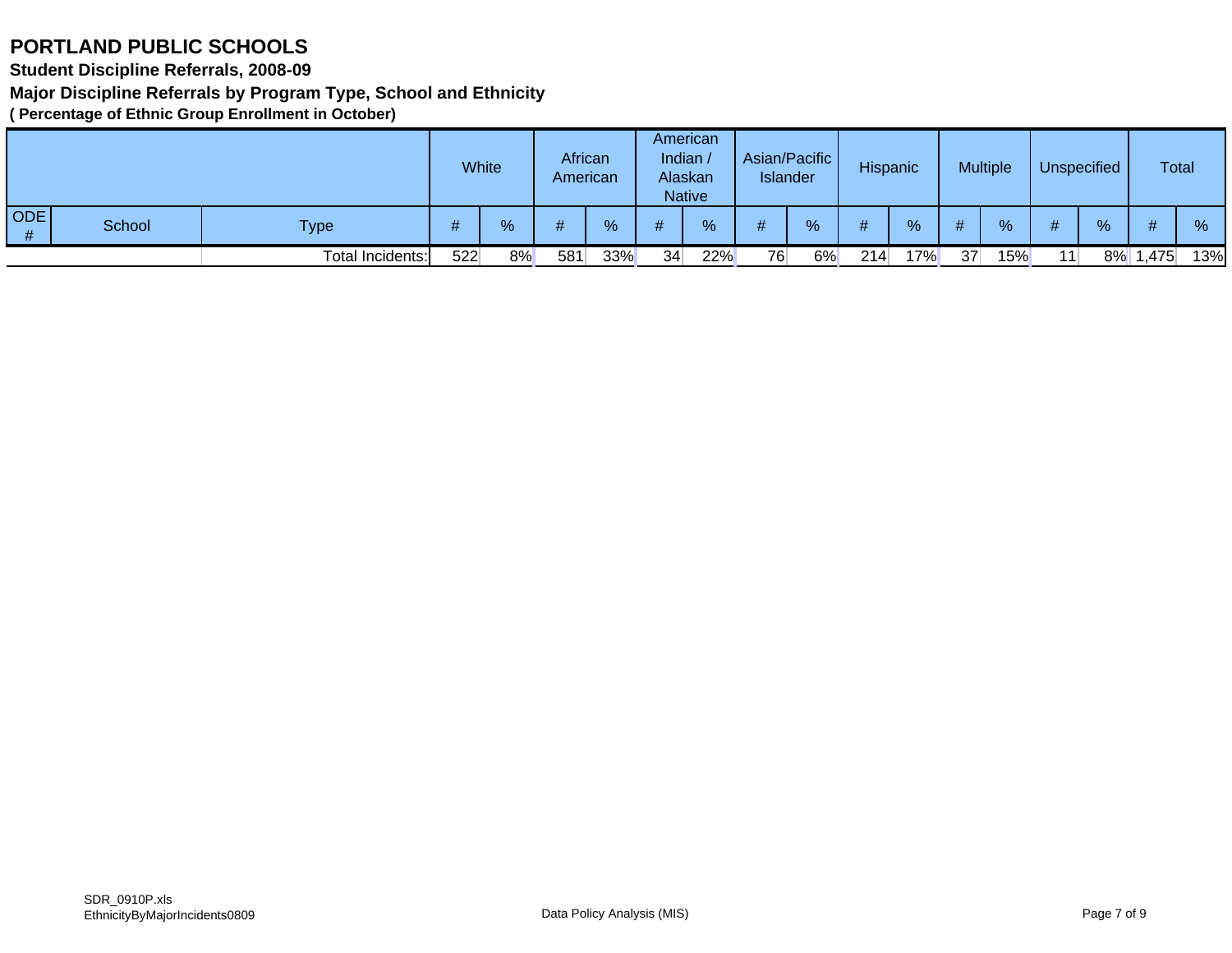# PORTLAND PUBLIC SCHOOLS

**Student Discipline Referrals, 2008-09**

**Major Discipline Referrals by Program Type, School and Ethnicity**

**( Percentage of Ethnic Group Enrollment in October)**

| | | | White | | African American | | American Indian / Alaskan Native | | Asian/Pacific Islander | | Hispanic | | Multiple | | Unspecified | | Total | |
|---|---|---|---|---|---|---|---|---|---|---|---|---|---|---|---|---|---|---|
| ODE # | School | Type | # | % | # | % | # | % | # | % | # | % | # | % | # | % | # | % |
| | | Total Incidents: | 522 | 8% | 581 | 33% | 34 | 22% | 76 | 6% | 214 | 17% | 37 | 15% | 11 | 8% | 1,475 | 13% |

SDR_0910P.xls
EthnicityByMajorIncidents0809

Data Policy Analysis (MIS)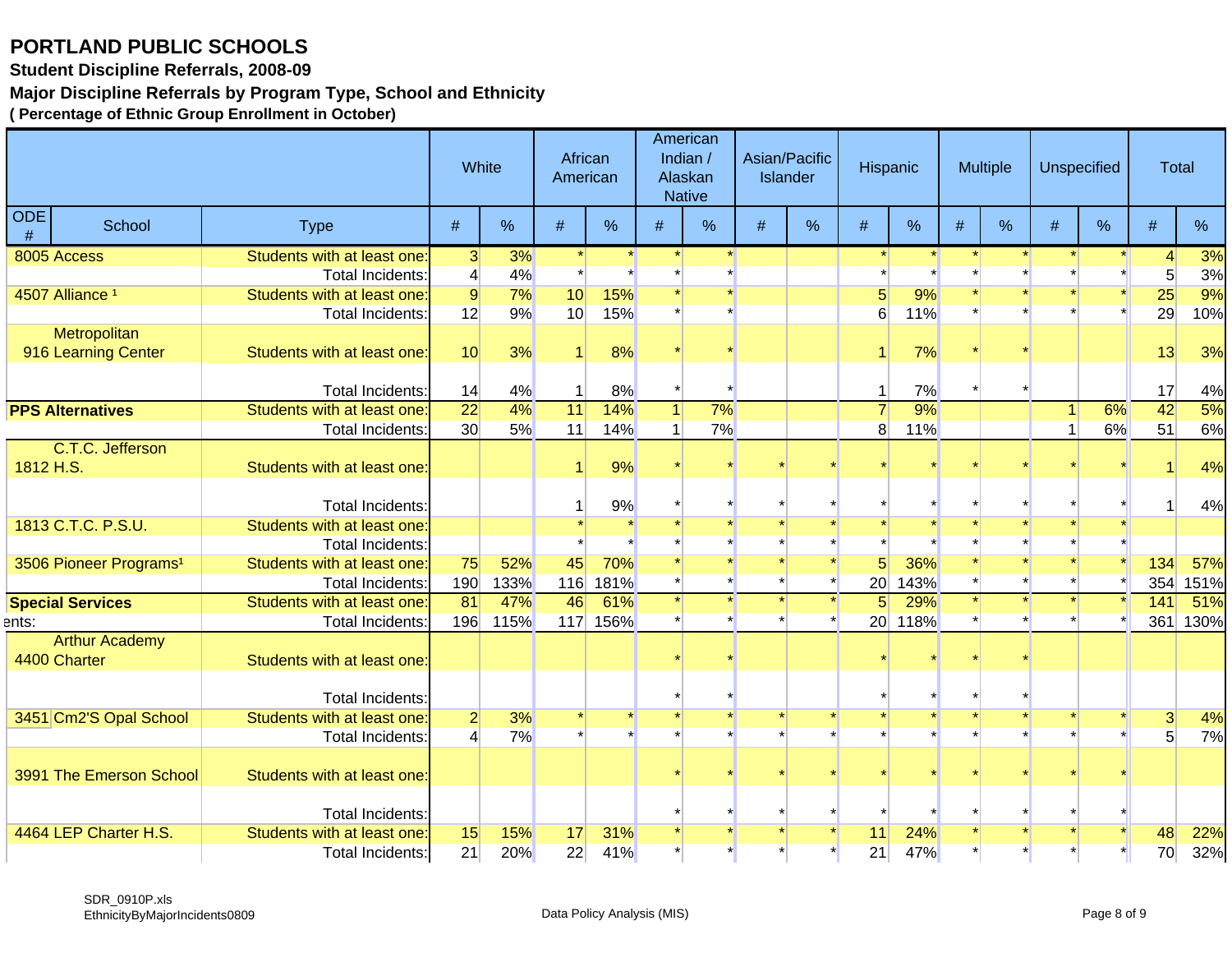# PORTLAND PUBLIC SCHOOLS

**Student Discipline Referrals, 2008-09**

**Major Discipline Referrals by Program Type, School and Ethnicity**

**( Percentage of Ethnic Group Enrollment in October)**

| | | | White | | African American | | American Indian / Alaskan Native | | Asian/Pacific Islander | | Hispanic | | Multiple | | Unspecified | | Total | |
|---|---|---|---|---|---|---|---|---|---|---|---|---|---|---|---|---|---|---|
| ODE # | School | Type | # | % | # | % | # | % | # | % | # | % | # | % | # | % | # | % |
| 8005 | Access | Students with at least one: | 3 | 3% | * | * | * | * | | | * | * | * | * | * | * | 4 | 3% |
| | | Total Incidents: | 4 | 4% | * | * | * | * | | | * | * | * | * | * | * | 5 | 3% |
| 4507 | Alliance [1] | Students with at least one: | 9 | 7% | 10 | 15% | * | * | | | 5 | 9% | * | * | * | * | 25 | 9% |
| | | Total Incidents: | 12 | 9% | 10 | 15% | * | * | | | 6 | 11% | * | * | * | * | 29 | 10% |
| 916 | Metropolitan Learning Center | Students with at least one: | 10 | 3% | 1 | 8% | * | * | | | 1 | 7% | * | * | | | 13 | 3% |
| | | Total Incidents: | 14 | 4% | 1 | 8% | * | * | | | 1 | 7% | * | * | | | 17 | 4% |
| **PPS Alternatives** | | Students with at least one: | 22 | 4% | 11 | 14% | 1 | 7% | | | 7 | 9% | | | 1 | 6% | 42 | 5% |
| | | Total Incidents: | 30 | 5% | 11 | 14% | 1 | 7% | | | 8 | 11% | | | 1 | 6% | 51 | 6% |
| 1812 | C.T.C. Jefferson H.S. | Students with at least one: | | | 1 | 9% | * | * | * | * | * | * | * | * | * | * | 1 | 4% |
| | | Total Incidents: | | | 1 | 9% | * | * | * | * | * | * | * | * | * | * | 1 | 4% |
| 1813 | C.T.C. P.S.U. | Students with at least one: | | | * | * | * | * | * | * | * | * | * | * | * | * | | |
| | | Total Incidents: | | | * | * | * | * | * | * | * | * | * | * | * | * | | |
| 3506 | Pioneer Programs[1] | Students with at least one: | 75 | 52% | 45 | 70% | * | * | * | * | 5 | 36% | * | * | * | * | 134 | 57% |
| | | Total Incidents: | 190 | 133% | 116 | 181% | * | * | * | * | 20 | 143% | * | * | * | * | 354 | 151% |
| **Special Services** | | Students with at least one: | 81 | 47% | 46 | 61% | * | * | * | * | 5 | 29% | * | * | * | * | 141 | 51% |
| | | Total Incidents: | 196 | 115% | 117 | 156% | * | * | * | * | 20 | 118% | * | * | * | * | 361 | 130% |
| 4400 | Arthur Academy Charter | Students with at least one: | | | | | * | * | | | * | * | * | * | | | | |
| | | Total Incidents: | | | | | * | * | | | * | * | * | * | | | | |
| 3451 | Cm2'S Opal School | Students with at least one: | 2 | 3% | * | * | * | * | * | * | * | * | * | * | * | * | 3 | 4% |
| | | Total Incidents: | 4 | 7% | * | * | * | * | * | * | * | * | * | * | * | * | 5 | 7% |
| 3991 | The Emerson School | Students with at least one: | | | | | * | * | * | * | * | * | * | * | * | * | | |
| | | Total Incidents: | | | | | * | * | * | * | * | * | * | * | * | * | | |
| 4464 | LEP Charter H.S. | Students with at least one: | 15 | 15% | 17 | 31% | * | * | * | * | 11 | 24% | * | * | * | * | 48 | 22% |
| | | Total Incidents: | 21 | 20% | 22 | 41% | * | * | * | * | 21 | 47% | * | * | * | * | 70 | 32% |

SDR_0910P.xls
EthnicityByMajorIncidents0809

Data Policy Analysis (MIS)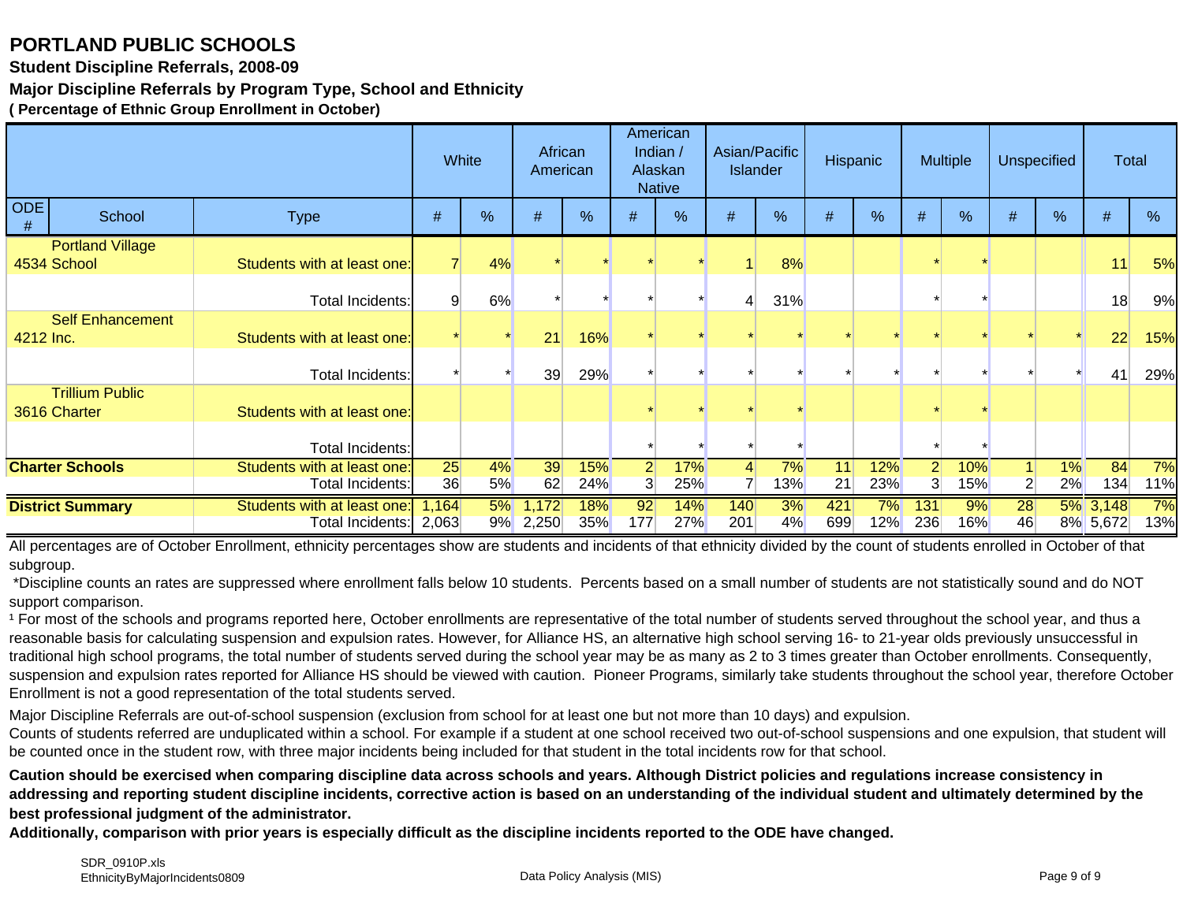# PORTLAND PUBLIC SCHOOLS

### Student Discipline Referrals, 2008-09

### Major Discipline Referrals by Program Type, School and Ethnicity

**( Percentage of Ethnic Group Enrollment in October)**

| | | | White | | African American | | American Indian / Alaskan Native | | Asian/Pacific Islander | | Hispanic | | Multiple | | Unspecified | | Total | |
|---|---|---|---|---|---|---|---|---|---|---|---|---|---|---|---|---|---|---|
| ODE # | School | Type | # | % | # | % | # | % | # | % | # | % | # | % | # | % | # | % |
| 4534 | Portland Village School | Students with at least one: | 7 | 4% | * | * | * | * | 1 | 8% | | | * | * | | | 11 | 5% |
| | | Total Incidents: | 9 | 6% | * | * | * | * | 4 | 31% | | | * | * | | | 18 | 9% |
| 4212 | Self Enhancement Inc. | Students with at least one: | * | * | 21 | 16% | * | * | * | * | * | * | * | * | * | * | 22 | 15% |
| | | Total Incidents: | * | * | 39 | 29% | * | * | * | * | * | * | * | * | * | * | 41 | 29% |
| 3616 | Trillium Public Charter | Students with at least one: | | | | | * | * | * | * | | | * | * | | | | |
| | | Total Incidents: | | | | | * | * | * | * | | | * | * | | | | |
| **Charter Schools** | | Students with at least one: | 25 | 4% | 39 | 15% | 2 | 17% | 4 | 7% | 11 | 12% | 2 | 10% | 1 | 1% | 84 | 7% |
| | | Total Incidents: | 36 | 5% | 62 | 24% | 3 | 25% | 7 | 13% | 21 | 23% | 3 | 15% | 2 | 2% | 134 | 11% |
| **District Summary** | | Students with at least one: | 1,164 | 5% | 1,172 | 18% | 92 | 14% | 140 | 3% | 421 | 7% | 131 | 9% | 28 | 5% | 3,148 | 7% |
| | | Total Incidents: | 2,063 | 9% | 2,250 | 35% | 177 | 27% | 201 | 4% | 699 | 12% | 236 | 16% | 46 | 8% | 5,672 | 13% |

All percentages are of October Enrollment, ethnicity percentages show are students and incidents of that ethnicity divided by the count of students enrolled in October of that subgroup.

*Discipline counts an rates are suppressed where enrollment falls below 10 students. Percents based on a small number of students are not statistically sound and do NOT support comparison.

[1] For most of the schools and programs reported here, October enrollments are representative of the total number of students served throughout the school year, and thus a reasonable basis for calculating suspension and expulsion rates. However, for Alliance HS, an alternative high school serving 16- to 21-year olds previously unsuccessful in traditional high school programs, the total number of students served during the school year may be as many as 2 to 3 times greater than October enrollments. Consequently, suspension and expulsion rates reported for Alliance HS should be viewed with caution. Pioneer Programs, similarly take students throughout the school year, therefore October Enrollment is not a good representation of the total students served.

Major Discipline Referrals are out-of-school suspension (exclusion from school for at least one but not more than 10 days) and expulsion.
Counts of students referred are unduplicated within a school. For example if a student at one school received two out-of-school suspensions and one expulsion, that student will be counted once in the student row, with three major incidents being included for that student in the total incidents row for that school.

**Caution should be exercised when comparing discipline data across schools and years. Although District policies and regulations increase consistency in addressing and reporting student discipline incidents, corrective action is based on an understanding of the individual student and ultimately determined by the best professional judgment of the administrator.**
**Additionally, comparison with prior years is especially difficult as the discipline incidents reported to the ODE have changed.**

SDR_0910P.xls
EthnicityByMajorIncidents0809

Data Policy Analysis (MIS)